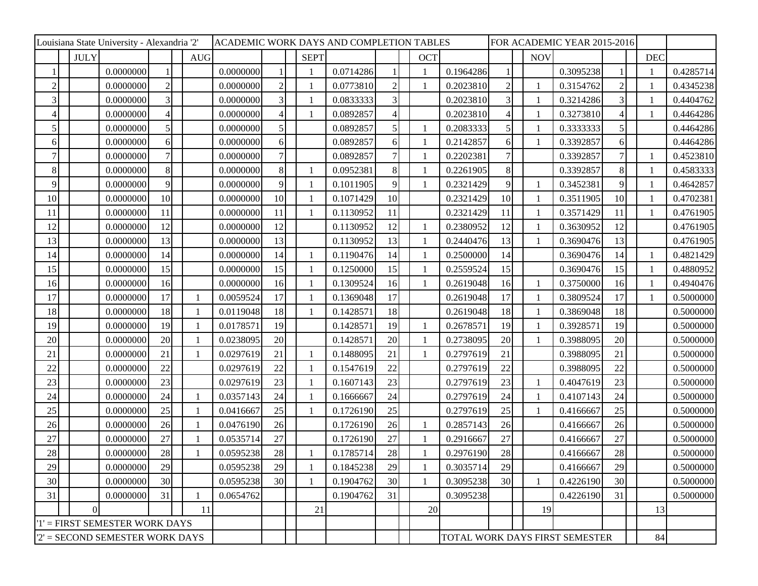| Louisiana State University - Alexandria '2' | | | | | ACADEMIC WORK DAYS AND COMPLETION TABLES | | | | | | | | FOR ACADEMIC YEAR 2015-2016 | | | | | | |
|---|---|---|---|---|---|---|---|---|---|---|---|---|---|---|---|---|---|---|---|
| | JULY | | | AUG | | | SEPT | | | OCT | | | NOV | | | DEC | |
| 1 | | 0.0000000 | 1 | | 0.0000000 | 1 | 1 | 0.0714286 | 1 | 1 | 0.1964286 | 1 | | 0.3095238 | 1 | 1 | 0.4285714 |
| 2 | | 0.0000000 | 2 | | 0.0000000 | 2 | 1 | 0.0773810 | 2 | 1 | 0.2023810 | 2 | 1 | 0.3154762 | 2 | 1 | 0.4345238 |
| 3 | | 0.0000000 | 3 | | 0.0000000 | 3 | 1 | 0.0833333 | 3 | | 0.2023810 | 3 | 1 | 0.3214286 | 3 | 1 | 0.4404762 |
| 4 | | 0.0000000 | 4 | | 0.0000000 | 4 | 1 | 0.0892857 | 4 | | 0.2023810 | 4 | 1 | 0.3273810 | 4 | 1 | 0.4464286 |
| 5 | | 0.0000000 | 5 | | 0.0000000 | 5 | | 0.0892857 | 5 | 1 | 0.2083333 | 5 | 1 | 0.3333333 | 5 | | 0.4464286 |
| 6 | | 0.0000000 | 6 | | 0.0000000 | 6 | | 0.0892857 | 6 | 1 | 0.2142857 | 6 | 1 | 0.3392857 | 6 | | 0.4464286 |
| 7 | | 0.0000000 | 7 | | 0.0000000 | 7 | | 0.0892857 | 7 | 1 | 0.2202381 | 7 | | 0.3392857 | 7 | 1 | 0.4523810 |
| 8 | | 0.0000000 | 8 | | 0.0000000 | 8 | 1 | 0.0952381 | 8 | 1 | 0.2261905 | 8 | | 0.3392857 | 8 | 1 | 0.4583333 |
| 9 | | 0.0000000 | 9 | | 0.0000000 | 9 | 1 | 0.1011905 | 9 | 1 | 0.2321429 | 9 | 1 | 0.3452381 | 9 | 1 | 0.4642857 |
| 10 | | 0.0000000 | 10 | | 0.0000000 | 10 | 1 | 0.1071429 | 10 | | 0.2321429 | 10 | 1 | 0.3511905 | 10 | 1 | 0.4702381 |
| 11 | | 0.0000000 | 11 | | 0.0000000 | 11 | 1 | 0.1130952 | 11 | | 0.2321429 | 11 | 1 | 0.3571429 | 11 | 1 | 0.4761905 |
| 12 | | 0.0000000 | 12 | | 0.0000000 | 12 | | 0.1130952 | 12 | 1 | 0.2380952 | 12 | 1 | 0.3630952 | 12 | | 0.4761905 |
| 13 | | 0.0000000 | 13 | | 0.0000000 | 13 | | 0.1130952 | 13 | 1 | 0.2440476 | 13 | 1 | 0.3690476 | 13 | | 0.4761905 |
| 14 | | 0.0000000 | 14 | | 0.0000000 | 14 | 1 | 0.1190476 | 14 | 1 | 0.2500000 | 14 | | 0.3690476 | 14 | 1 | 0.4821429 |
| 15 | | 0.0000000 | 15 | | 0.0000000 | 15 | 1 | 0.1250000 | 15 | 1 | 0.2559524 | 15 | | 0.3690476 | 15 | 1 | 0.4880952 |
| 16 | | 0.0000000 | 16 | | 0.0000000 | 16 | 1 | 0.1309524 | 16 | 1 | 0.2619048 | 16 | 1 | 0.3750000 | 16 | 1 | 0.4940476 |
| 17 | | 0.0000000 | 17 | 1 | 0.0059524 | 17 | 1 | 0.1369048 | 17 | | 0.2619048 | 17 | 1 | 0.3809524 | 17 | 1 | 0.5000000 |
| 18 | | 0.0000000 | 18 | 1 | 0.0119048 | 18 | 1 | 0.1428571 | 18 | | 0.2619048 | 18 | 1 | 0.3869048 | 18 | | 0.5000000 |
| 19 | | 0.0000000 | 19 | 1 | 0.0178571 | 19 | | 0.1428571 | 19 | 1 | 0.2678571 | 19 | 1 | 0.3928571 | 19 | | 0.5000000 |
| 20 | | 0.0000000 | 20 | 1 | 0.0238095 | 20 | | 0.1428571 | 20 | 1 | 0.2738095 | 20 | 1 | 0.3988095 | 20 | | 0.5000000 |
| 21 | | 0.0000000 | 21 | 1 | 0.0297619 | 21 | 1 | 0.1488095 | 21 | 1 | 0.2797619 | 21 | | 0.3988095 | 21 | | 0.5000000 |
| 22 | | 0.0000000 | 22 | | 0.0297619 | 22 | 1 | 0.1547619 | 22 | | 0.2797619 | 22 | | 0.3988095 | 22 | | 0.5000000 |
| 23 | | 0.0000000 | 23 | | 0.0297619 | 23 | 1 | 0.1607143 | 23 | | 0.2797619 | 23 | 1 | 0.4047619 | 23 | | 0.5000000 |
| 24 | | 0.0000000 | 24 | 1 | 0.0357143 | 24 | 1 | 0.1666667 | 24 | | 0.2797619 | 24 | 1 | 0.4107143 | 24 | | 0.5000000 |
| 25 | | 0.0000000 | 25 | 1 | 0.0416667 | 25 | 1 | 0.1726190 | 25 | | 0.2797619 | 25 | 1 | 0.4166667 | 25 | | 0.5000000 |
| 26 | | 0.0000000 | 26 | 1 | 0.0476190 | 26 | | 0.1726190 | 26 | 1 | 0.2857143 | 26 | | 0.4166667 | 26 | | 0.5000000 |
| 27 | | 0.0000000 | 27 | 1 | 0.0535714 | 27 | | 0.1726190 | 27 | 1 | 0.2916667 | 27 | | 0.4166667 | 27 | | 0.5000000 |
| 28 | | 0.0000000 | 28 | 1 | 0.0595238 | 28 | 1 | 0.1785714 | 28 | 1 | 0.2976190 | 28 | | 0.4166667 | 28 | | 0.5000000 |
| 29 | | 0.0000000 | 29 | | 0.0595238 | 29 | 1 | 0.1845238 | 29 | 1 | 0.3035714 | 29 | | 0.4166667 | 29 | | 0.5000000 |
| 30 | | 0.0000000 | 30 | | 0.0595238 | 30 | 1 | 0.1904762 | 30 | 1 | 0.3095238 | 30 | 1 | 0.4226190 | 30 | | 0.5000000 |
| 31 | | 0.0000000 | 31 | 1 | 0.0654762 | | | 0.1904762 | 31 | | 0.3095238 | | | 0.4226190 | 31 | | 0.5000000 |
| | 0 | | | 11 | | | 21 | | | 20 | | | 19 | | | 13 | |
| '1' = FIRST SEMESTER WORK DAYS | | | | | | | | | | | | | | | | | |
| '2' = SECOND SEMESTER WORK DAYS | | | | | | | | | | | TOTAL WORK DAYS FIRST SEMESTER | | | | | 84 | |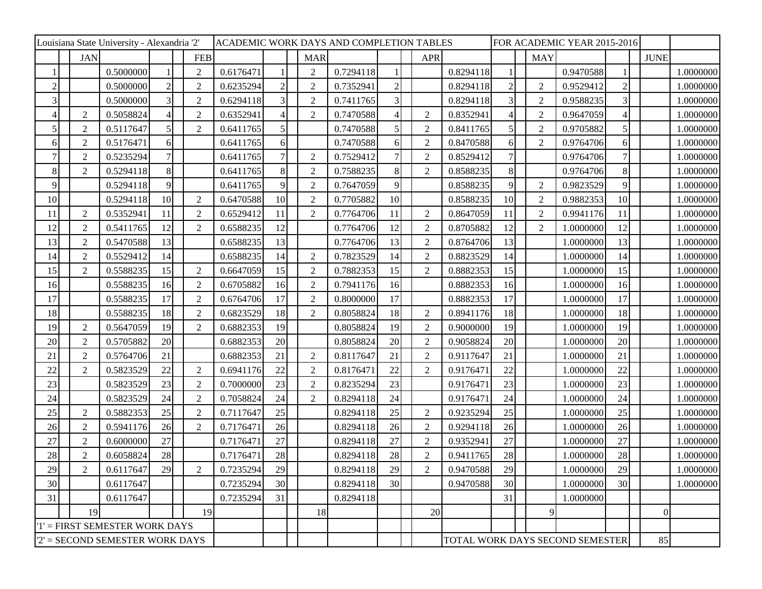| | | | | | | | | | | | | | | | | | | | | | | | |
|---|---|---|---|---|---|---|---|---|---|---|---|---|---|---|---|---|---|---|---|---|---|---|---|
| Louisiana State University - Alexandria '2' | | | | | | | ACADEMIC WORK DAYS AND COMPLETION TABLES | | | | | | | | | FOR ACADEMIC YEAR 2015-2016 | | | | | | | |
| | | JAN | | | | FEB | | | | MAR | | | | APR | | | | MAY | | | | JUNE | |
| 1 | | | 0.5000000 | 1 | | 2 | 0.6176471 | 1 | | 2 | 0.7294118 | 1 | | | 0.8294118 | 1 | | | 0.9470588 | 1 | | | 1.0000000 |
| 2 | | | 0.5000000 | 2 | | 2 | 0.6235294 | 2 | | 2 | 0.7352941 | 2 | | | 0.8294118 | 2 | | 2 | 0.9529412 | 2 | | | 1.0000000 |
| 3 | | | 0.5000000 | 3 | | 2 | 0.6294118 | 3 | | 2 | 0.7411765 | 3 | | | 0.8294118 | 3 | | 2 | 0.9588235 | 3 | | | 1.0000000 |
| 4 | | 2 | 0.5058824 | 4 | | 2 | 0.6352941 | 4 | | 2 | 0.7470588 | 4 | | 2 | 0.8352941 | 4 | | 2 | 0.9647059 | 4 | | | 1.0000000 |
| 5 | | 2 | 0.5117647 | 5 | | 2 | 0.6411765 | 5 | | | 0.7470588 | 5 | | 2 | 0.8411765 | 5 | | 2 | 0.9705882 | 5 | | | 1.0000000 |
| 6 | | 2 | 0.5176471 | 6 | | | 0.6411765 | 6 | | | 0.7470588 | 6 | | 2 | 0.8470588 | 6 | | 2 | 0.9764706 | 6 | | | 1.0000000 |
| 7 | | 2 | 0.5235294 | 7 | | | 0.6411765 | 7 | | 2 | 0.7529412 | 7 | | 2 | 0.8529412 | 7 | | | 0.9764706 | 7 | | | 1.0000000 |
| 8 | | 2 | 0.5294118 | 8 | | | 0.6411765 | 8 | | 2 | 0.7588235 | 8 | | 2 | 0.8588235 | 8 | | | 0.9764706 | 8 | | | 1.0000000 |
| 9 | | | 0.5294118 | 9 | | | 0.6411765 | 9 | | 2 | 0.7647059 | 9 | | | 0.8588235 | 9 | | 2 | 0.9823529 | 9 | | | 1.0000000 |
| 10 | | | 0.5294118 | 10 | | 2 | 0.6470588 | 10 | | 2 | 0.7705882 | 10 | | | 0.8588235 | 10 | | 2 | 0.9882353 | 10 | | | 1.0000000 |
| 11 | | 2 | 0.5352941 | 11 | | 2 | 0.6529412 | 11 | | 2 | 0.7764706 | 11 | | 2 | 0.8647059 | 11 | | 2 | 0.9941176 | 11 | | | 1.0000000 |
| 12 | | 2 | 0.5411765 | 12 | | 2 | 0.6588235 | 12 | | | 0.7764706 | 12 | | 2 | 0.8705882 | 12 | | 2 | 1.0000000 | 12 | | | 1.0000000 |
| 13 | | 2 | 0.5470588 | 13 | | | 0.6588235 | 13 | | | 0.7764706 | 13 | | 2 | 0.8764706 | 13 | | | 1.0000000 | 13 | | | 1.0000000 |
| 14 | | 2 | 0.5529412 | 14 | | | 0.6588235 | 14 | | 2 | 0.7823529 | 14 | | 2 | 0.8823529 | 14 | | | 1.0000000 | 14 | | | 1.0000000 |
| 15 | | 2 | 0.5588235 | 15 | | 2 | 0.6647059 | 15 | | 2 | 0.7882353 | 15 | | 2 | 0.8882353 | 15 | | | 1.0000000 | 15 | | | 1.0000000 |
| 16 | | | 0.5588235 | 16 | | 2 | 0.6705882 | 16 | | 2 | 0.7941176 | 16 | | | 0.8882353 | 16 | | | 1.0000000 | 16 | | | 1.0000000 |
| 17 | | | 0.5588235 | 17 | | 2 | 0.6764706 | 17 | | 2 | 0.8000000 | 17 | | | 0.8882353 | 17 | | | 1.0000000 | 17 | | | 1.0000000 |
| 18 | | | 0.5588235 | 18 | | 2 | 0.6823529 | 18 | | 2 | 0.8058824 | 18 | | 2 | 0.8941176 | 18 | | | 1.0000000 | 18 | | | 1.0000000 |
| 19 | | 2 | 0.5647059 | 19 | | 2 | 0.6882353 | 19 | | | 0.8058824 | 19 | | 2 | 0.9000000 | 19 | | | 1.0000000 | 19 | | | 1.0000000 |
| 20 | | 2 | 0.5705882 | 20 | | | 0.6882353 | 20 | | | 0.8058824 | 20 | | 2 | 0.9058824 | 20 | | | 1.0000000 | 20 | | | 1.0000000 |
| 21 | | 2 | 0.5764706 | 21 | | | 0.6882353 | 21 | | 2 | 0.8117647 | 21 | | 2 | 0.9117647 | 21 | | | 1.0000000 | 21 | | | 1.0000000 |
| 22 | | 2 | 0.5823529 | 22 | | 2 | 0.6941176 | 22 | | 2 | 0.8176471 | 22 | | 2 | 0.9176471 | 22 | | | 1.0000000 | 22 | | | 1.0000000 |
| 23 | | | 0.5823529 | 23 | | 2 | 0.7000000 | 23 | | 2 | 0.8235294 | 23 | | | 0.9176471 | 23 | | | 1.0000000 | 23 | | | 1.0000000 |
| 24 | | | 0.5823529 | 24 | | 2 | 0.7058824 | 24 | | 2 | 0.8294118 | 24 | | | 0.9176471 | 24 | | | 1.0000000 | 24 | | | 1.0000000 |
| 25 | | 2 | 0.5882353 | 25 | | 2 | 0.7117647 | 25 | | | 0.8294118 | 25 | | 2 | 0.9235294 | 25 | | | 1.0000000 | 25 | | | 1.0000000 |
| 26 | | 2 | 0.5941176 | 26 | | 2 | 0.7176471 | 26 | | | 0.8294118 | 26 | | 2 | 0.9294118 | 26 | | | 1.0000000 | 26 | | | 1.0000000 |
| 27 | | 2 | 0.6000000 | 27 | | | 0.7176471 | 27 | | | 0.8294118 | 27 | | 2 | 0.9352941 | 27 | | | 1.0000000 | 27 | | | 1.0000000 |
| 28 | | 2 | 0.6058824 | 28 | | | 0.7176471 | 28 | | | 0.8294118 | 28 | | 2 | 0.9411765 | 28 | | | 1.0000000 | 28 | | | 1.0000000 |
| 29 | | 2 | 0.6117647 | 29 | | 2 | 0.7235294 | 29 | | | 0.8294118 | 29 | | 2 | 0.9470588 | 29 | | | 1.0000000 | 29 | | | 1.0000000 |
| 30 | | | 0.6117647 | | | | 0.7235294 | 30 | | | 0.8294118 | 30 | | | 0.9470588 | 30 | | | 1.0000000 | 30 | | | 1.0000000 |
| 31 | | | 0.6117647 | | | | 0.7235294 | 31 | | | 0.8294118 | | | | | 31 | | | 1.0000000 | | | | |
| | | 19 | | | | 19 | | | | 18 | | | | 20 | | | | 9 | | | | 0 | |
| '1' = FIRST SEMESTER WORK DAYS | | | | | | | | | | | | | | | | | | | | | | | |
| '2' = SECOND SEMESTER WORK DAYS | | | | | | | | | | | | | | | TOTAL WORK DAYS SECOND SEMESTER | | | | | | | 85 | |